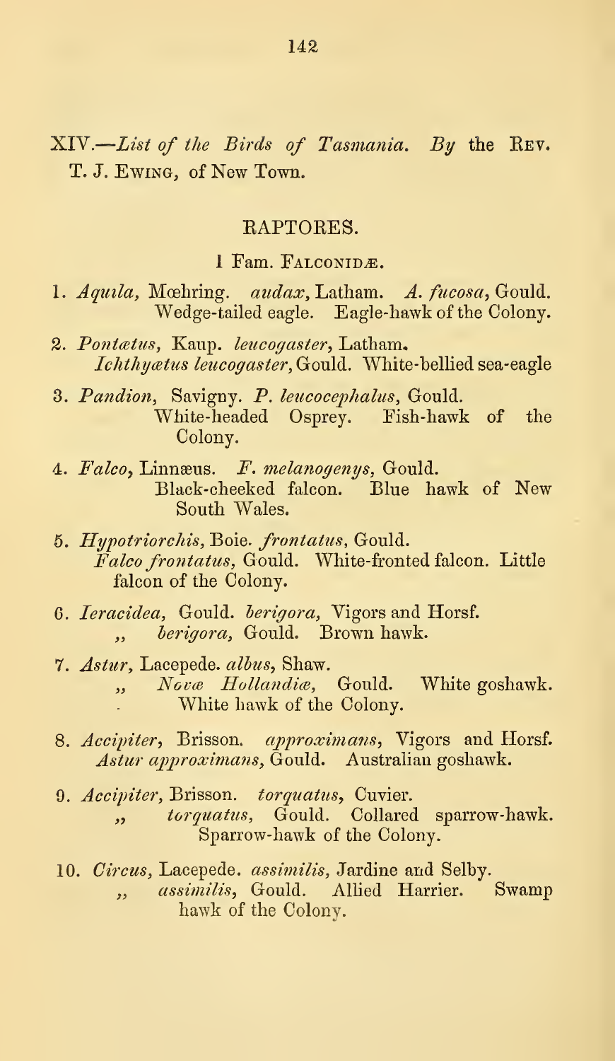## XIV.—*List of the Birds of Tasmania.* *By* the Rev. T. J. Ewing, of New Town.

### RAPTORES.

#### 1 Fam. Falconidæ.

1. *Aquila*, Mœhring. *audax*, Latham. *A. fucosa*, Gould. Wedge-tailed eagle. Eagle-hawk of the Colony.

2. *Pontætus*, Kaup. *leucogaster*, Latham. *Ichthyætus leucogaster*, Gould. White-bellied sea-eagle

3. *Pandion*, Savigny. *P. leucocephalus*, Gould. White-headed Osprey. Fish-hawk of the Colony.

4. *Falco*, Linnæus. *F. melanogenys*, Gould. Black-cheeked falcon. Blue hawk of New South Wales.

5. *Hypotriorchis*, Boie. *frontatus*, Gould. *Falco frontatus*, Gould. White-fronted falcon. Little falcon of the Colony.

6. *Ieracidea*, Gould. *berigora*, Vigors and Horsf. „ *berigora*, Gould. Brown hawk.

7. *Astur*, Lacepede. *albus*, Shaw. „ *Novæ Hollandiæ*, Gould. White goshawk. White hawk of the Colony.

8. *Accipiter*, Brisson. *approximans*, Vigors and Horsf. *Astur approximans*, Gould. Australian goshawk.

9. *Accipiter*, Brisson. *torquatus*, Cuvier. „ *torquatus*, Gould. Collared sparrow-hawk. Sparrow-hawk of the Colony.

10. *Circus*, Lacepede. *assimilis*, Jardine and Selby. „ *assimilis*, Gould. Allied Harrier. Swamp hawk of the Colony.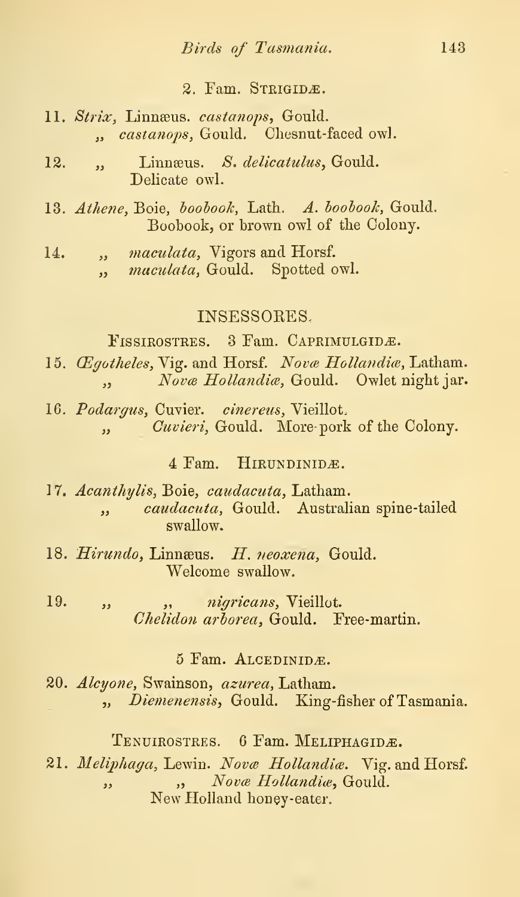2. Fam. STRIGIDÆ.

11. *Strix,* Linnæus. *castanops,* Gould.
    ,, *castanops,* Gould. Chesnut-faced owl.

12. ,, Linnæus. *S. delicatulus,* Gould.
    Delicate owl.

13. *Athene,* Boie, *boobook,* Lath. *A. boobook,* Gould.
    Boobook, or brown owl of the Colony.

14. ,, *maculata,* Vigors and Horsf.
    ,, *maculata,* Gould. Spotted owl.

## INSESSORES.

FISSIROSTRES. 3 Fam. CAPRIMULGIDÆ.

15. *Ægotheles,* Vig. and Horsf. *Novæ Hollandiæ,* Latham.
    ,, *Novæ Hollandiæ,* Gould. Owlet night jar.

16. *Podargus,* Cuvier. *cinereus,* Vieillot.
    ,, *Cuvieri,* Gould. More-pork of the Colony.

4 Fam. HIRUNDINIDÆ.

17. *Acanthylis,* Boie, *caudacuta,* Latham.
    ,, *caudacuta,* Gould. Australian spine-tailed swallow.

18. *Hirundo,* Linnæus. *H. neoxena,* Gould.
    Welcome swallow.

19. ,, ,, *nigricans,* Vieillot.
    *Chelidon arborea,* Gould. Free-martin.

5 Fam. ALCEDINIDÆ.

20. *Alcyone,* Swainson, *azurea,* Latham.
    ,, *Diemenensis,* Gould. King-fisher of Tasmania.

TENUIROSTRES. 6 Fam. MELIPHAGIDÆ.

21. *Meliphaga,* Lewin. *Novæ Hollandiæ.* Vig. and Horsf.
    ,, ,, *Novæ Hollandiæ,* Gould.
    New Holland honey-eater.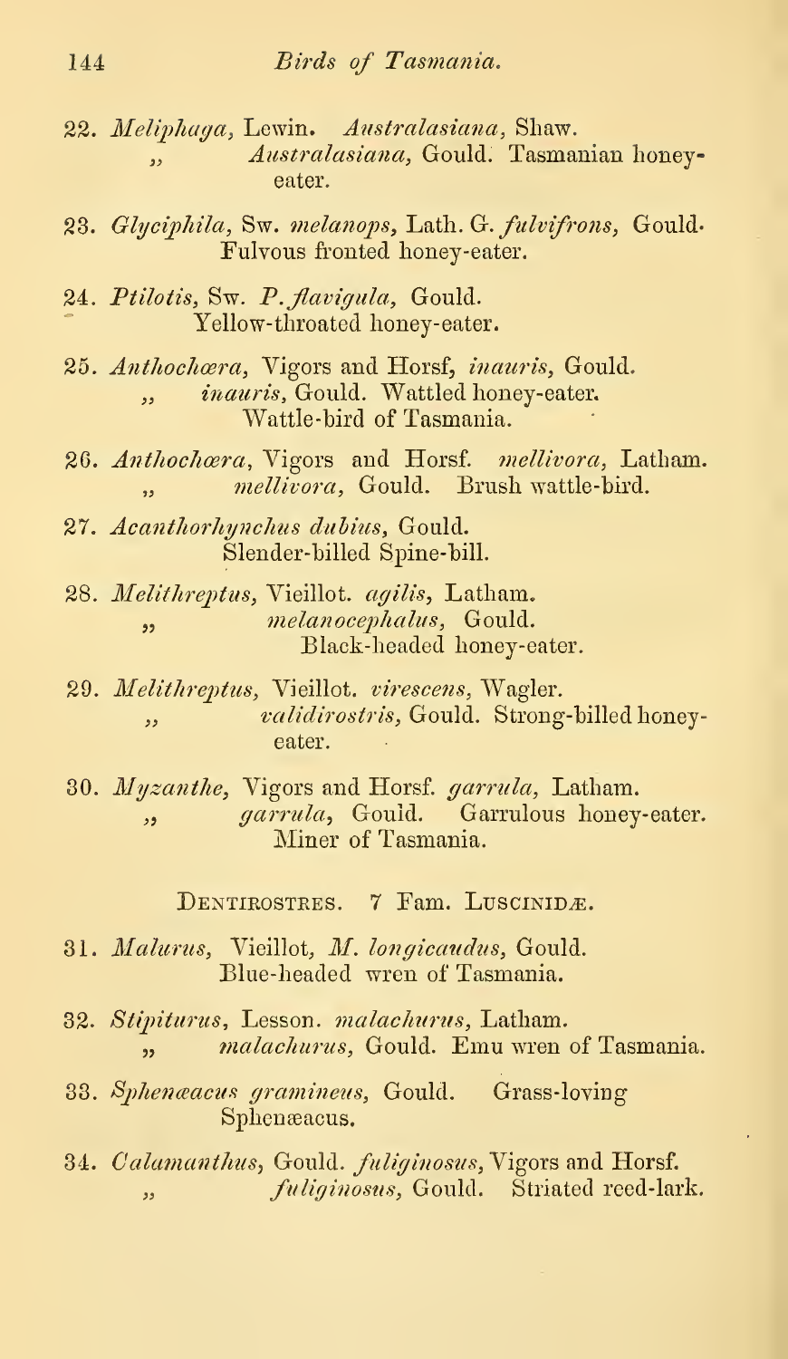22. *Meliphaga*, Lewin. *Australasiana*, Shaw.
    ,, *Australasiana*, Gould. Tasmanian honey-eater.

23. *Glyciphila*, Sw. *melanops*, Lath. G. *fulvifrons*, Gould. Fulvous fronted honey-eater.

24. *Ptilotis*, Sw. *P. flavigula*, Gould.
    Yellow-throated honey-eater.

25. *Anthochæra*, Vigors and Horsf, *inauris*, Gould.
    ,, *inauris*, Gould. Wattled honey-eater.
    Wattle-bird of Tasmania.

26. *Anthochæra*, Vigors and Horsf. *mellivora*, Latham.
    ,, *mellivora*, Gould. Brush wattle-bird.

27. *Acanthorhynchus dubius*, Gould.
    Slender-billed Spine-bill.

28. *Melithreptus*, Vieillot. *agilis*, Latham.
    ,, *melanocephalus*, Gould.
    Black-headed honey-eater.

29. *Melithreptus*, Vieillot. *virescens*, Wagler.
    ,, *validirostris*, Gould. Strong-billed honey-eater.

30. *Myzanthe*, Vigors and Horsf. *garrula*, Latham.
    ,, *garrula*, Gould. Garrulous honey-eater.
    Miner of Tasmania.

DENTIROSTRES. 7 Fam. LUSCINIDÆ.

31. *Malurus*, Vieillot, *M. longicaudus*, Gould.
    Blue-headed wren of Tasmania.

32. *Stipiturus*, Lesson. *malachurus*, Latham.
    ,, *malachurus*, Gould. Emu wren of Tasmania.

33. *Sphenæacus gramineus*, Gould. Grass-loving Sphenæacus.

34. *Calamanthus*, Gould. *fuliginosus*, Vigors and Horsf.
    ,, *fuliginosus*, Gould. Striated reed-lark.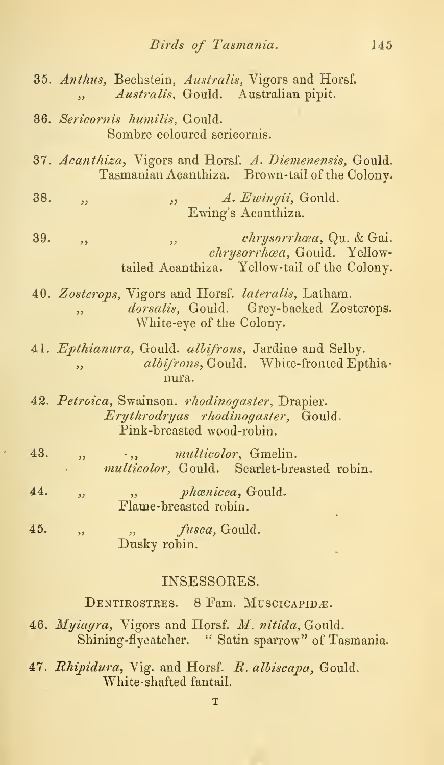35. *Anthus,* Bechstein, *Australis,* Vigors and Horsf.
   ,, *Australis,* Gould. Australian pipit.

36. *Sericornis humilis,* Gould.
   Sombre coloured sericornis.

37. *Acanthiza,* Vigors and Horsf. *A. Diemenensis,* Gould.
   Tasmanian Acanthiza. Brown-tail of the Colony.

38. ,, ,, *A. Ewingii,* Gould.
   Ewing's Acanthiza.

39. ,, ,, *chrysorrhœa,* Qu. & Gai.
   *chrysorrhœa,* Gould. Yellow-tailed Acanthiza. Yellow-tail of the Colony.

40. *Zosterops,* Vigors and Horsf. *lateralis,* Latham.
   ,, *dorsalis,* Gould. Grey-backed Zosterops.
   White-eye of the Colony.

41. *Epthianura,* Gould. *albifrons,* Jardine and Selby.
   ,, *albifrons,* Gould. White-fronted Epthianura.

42. *Petroica,* Swainson. *rhodinogaster,* Drapier.
   *Erythrodryas rhodinogaster,* Gould.
   Pink-breasted wood-robin.

43. ,, ,, *multicolor,* Gmelin.
   *multicolor,* Gould. Scarlet-breasted robin.

44. ,, ,, *phœnicea,* Gould.
   Flame-breasted robin.

45. ,, ,, *fusca,* Gould.
   Dusky robin.

## INSESSORES.

### DENTIROSTRES. 8 Fam. MUSCICAPIDÆ.

46. *Myiagra,* Vigors and Horsf. *M. nitida,* Gould.
   Shining-flycatcher. "Satin sparrow" of Tasmania.

47. *Rhipidura,* Vig. and Horsf. *R. albiscapa,* Gould.
   White-shafted fantail.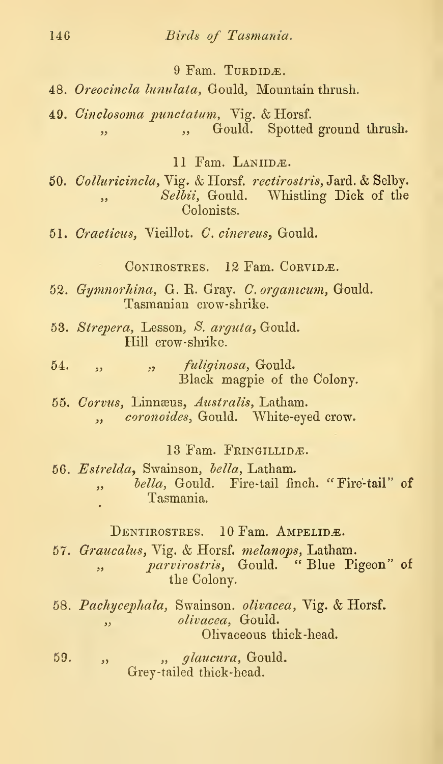9 Fam. TURDIDÆ.

48. *Oreocincla lunulata*, Gould, Mountain thrush.

49. *Cinclosoma punctatum*, Vig. & Horsf.
 „ „ Gould. Spotted ground thrush.

11 Fam. LANIIDÆ.

50. *Colluricincla*, Vig. & Horsf. *rectirostris*, Jard. & Selby.
 „ *Selbii*, Gould. Whistling Dick of the Colonists.

51. *Cracticus*, Vieillot. *C. cinereus*, Gould.

CONIROSTRES. 12 Fam. CORVIDÆ.

52. *Gymnorhina*, G. R. Gray. *C. organicum*, Gould.
 Tasmanian crow-shrike.

53. *Strepera*, Lesson, *S. arguta*, Gould.
 Hill crow-shrike.

54. „ „ *fuliginosa*, Gould.
 Black magpie of the Colony.

55. *Corvus*, Linnæus, *Australis*, Latham.
 „ *coronoides*, Gould. White-eyed crow.

13 Fam. FRINGILLIDÆ.

56. *Estrelda*, Swainson, *bella*, Latham.
 „ *bella*, Gould. Fire-tail finch. "Fire-tail" of Tasmania.

DENTIROSTRES. 10 Fam. AMPELIDÆ.

57. *Graucalus*, Vig. & Horsf. *melanops*, Latham.
 „ *parvirostris*, Gould. "Blue Pigeon" of the Colony.

58. *Pachycephala*, Swainson. *olivacea*, Vig. & Horsf.
 „ *olivacea*, Gould.
 Olivaceous thick-head.

59. „ „ *glaucura*, Gould.
 Grey-tailed thick-head.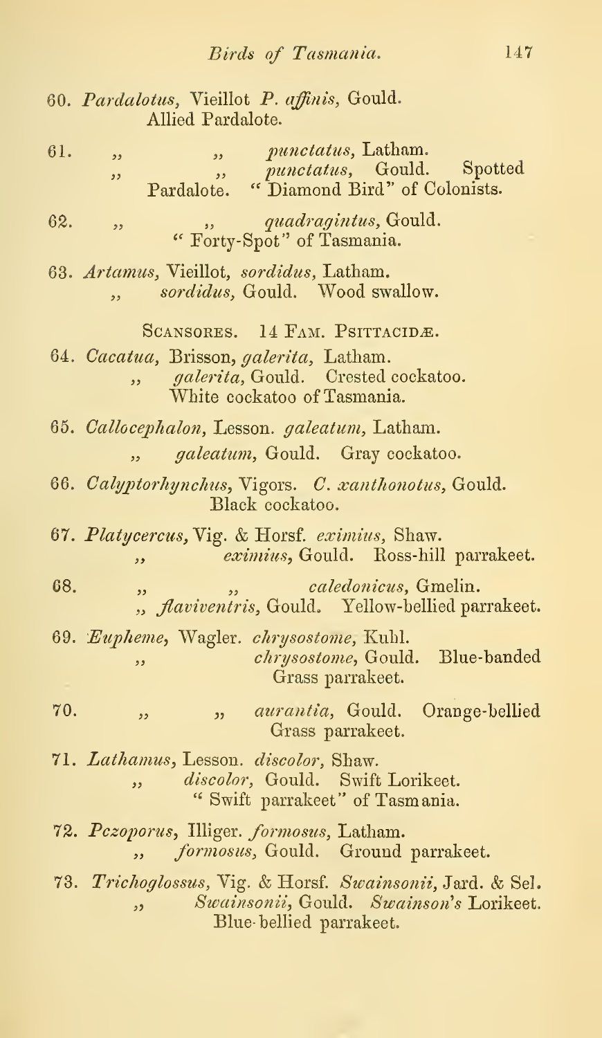60. *Pardalotus,* Vieillot *P. affinis,* Gould.
Allied Pardalote.

61. ,, ,, *punctatus,* Latham.
,, ,, *punctatus,* Gould. Spotted Pardalote. "Diamond Bird" of Colonists.

62. ,, ,, *quadragintus,* Gould.
"Forty-Spot" of Tasmania.

63. *Artamus,* Vieillot, *sordidus,* Latham.
,, *sordidus,* Gould. Wood swallow.

SCANSORES. 14 FAM. PSITTACIDÆ.

64. *Cacatua,* Brisson, *galerita,* Latham.
,, *galerita,* Gould. Crested cockatoo.
White cockatoo of Tasmania.

65. *Callocephalon,* Lesson. *galeatum,* Latham.
,, *galeatum,* Gould. Gray cockatoo.

66. *Calyptorhynchus,* Vigors. *C. xanthonotus,* Gould.
Black cockatoo.

67. *Platycercus,* Vig. & Horsf. *eximius,* Shaw.
,, *eximius,* Gould. Ross-hill parrakeet.

68. ,, ,, *caledonicus,* Gmelin.
,, *flaviventris,* Gould. Yellow-bellied parrakeet.

69. *Eupheme,* Wagler. *chrysostome,* Kuhl.
,, *chrysostome,* Gould. Blue-banded Grass parrakeet.

70. ,, ,, *aurantia,* Gould. Orange-bellied Grass parrakeet.

71. *Lathamus,* Lesson. *discolor,* Shaw.
,, *discolor,* Gould. Swift Lorikeet.
"Swift parrakeet" of Tasmania.

72. *Pezoporus,* Illiger. *formosus,* Latham.
,, *formosus,* Gould. Ground parrakeet.

73. *Trichoglossus,* Vig. & Horsf. *Swainsonii,* Jard. & Sel.
,, *Swainsonii,* Gould. *Swainson's* Lorikeet.
Blue-bellied parrakeet.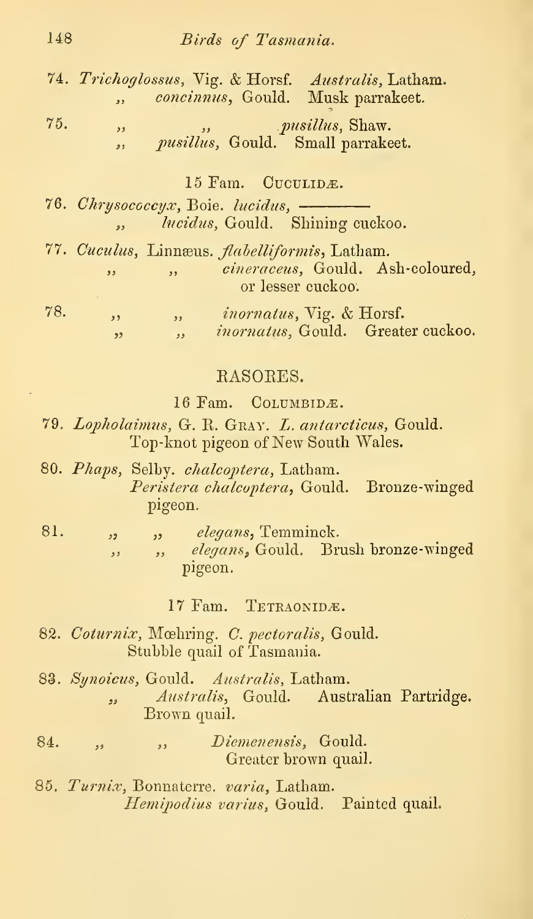74. *Trichoglossus*, Vig. & Horsf. *Australis*, Latham.
,, *concinnus*, Gould. Musk parrakeet.

75. ,, ,, *pusillus*, Shaw.
,, *pusillus*, Gould. Small parrakeet.

15 Fam. Cuculidæ.

76. *Chrysococcyx*, Boie. *lucidus*, ————
,, *lucidus*, Gould. Shining cuckoo.

77. *Cuculus*, Linnæus. *flabelliformis*, Latham.
,, ,, *cineraceus*, Gould. Ash-coloured, or lesser cuckoo.

78. ,, ,, *inornatus*, Vig. & Horsf.
,, ,, *inornatus*, Gould. Greater cuckoo.

## RASORES.

16 Fam. Columbidæ.

79. *Lopholaimus*, G. R. Gray. *L. antarcticus*, Gould. Top-knot pigeon of New South Wales.

80. *Phaps*, Selby. *chalcoptera*, Latham.
*Peristera chalcoptera*, Gould. Bronze-winged pigeon.

81. ,, ,, *elegans*, Temminck.
,, ,, *elegans*, Gould. Brush bronze-winged pigeon.

17 Fam. Tetraonidæ.

82. *Coturnix*, Mœhring. *C. pectoralis*, Gould. Stubble quail of Tasmania.

83. *Synoicus*, Gould. *Australis*, Latham.
,, *Australis*, Gould. Australian Partridge. Brown quail.

84. ,, ,, *Diemenensis*, Gould.
Greater brown quail.

85. *Turnix*, Bonnaterre. *varia*, Latham.
*Hemipodius varius*, Gould. Painted quail.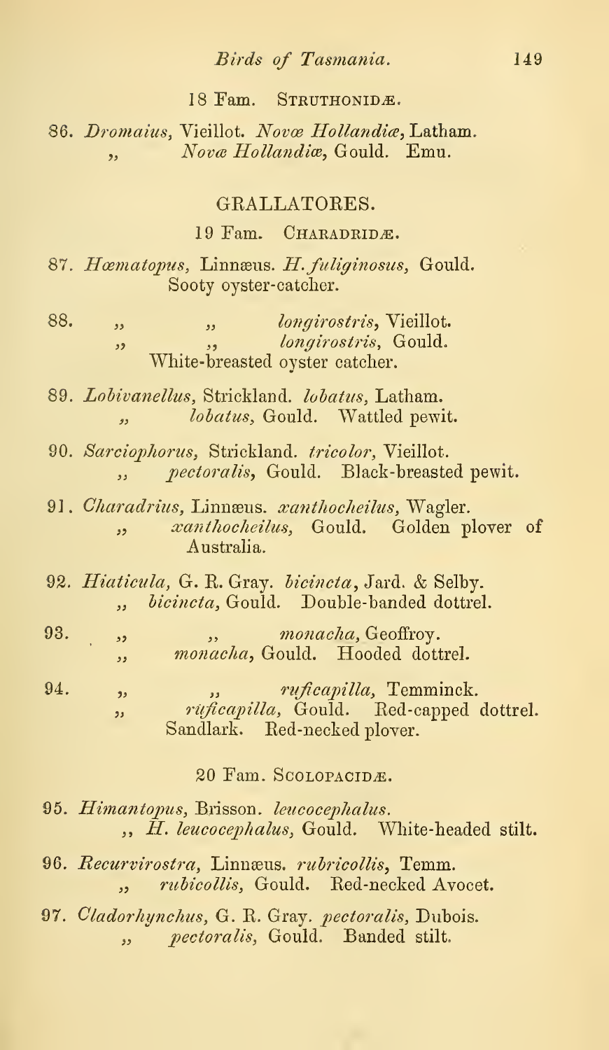### 18 Fam. Struthonidæ.

86\. *Dromaius*, Vieillot. *Novæ Hollandiæ*, Latham.
,, *Novæ Hollandiæ*, Gould. Emu.

## GRALLATORES.

### 19 Fam. Charadridæ.

87\. *Hæmatopus*, Linnæus. *H. fuliginosus*, Gould.
Sooty oyster-catcher.

88\. ,, ,, *longirostris*, Vieillot.
,, ,, *longirostris*, Gould.
White-breasted oyster catcher.

89\. *Lobivanellus*, Strickland. *lobatus*, Latham.
,, *lobatus*, Gould. Wattled pewit.

90\. *Sarciophorus*, Strickland. *tricolor*, Vieillot.
,, *pectoralis*, Gould. Black-breasted pewit.

91\. *Charadrius*, Linnæus. *xanthocheilus*, Wagler.
,, *xanthocheilus*, Gould. Golden plover of Australia.

92\. *Hiaticula*, G. R. Gray. *bicincta*, Jard. & Selby.
,, *bicincta*, Gould. Double-banded dottrel.

93\. ,, ,, *monacha*, Geoffroy.
,, *monacha*, Gould. Hooded dottrel.

94\. ,, ,, *ruficapilla*, Temminck.
,, *rúficapilla*, Gould. Red-capped dottrel.
Sandlark. Red-necked plover.

### 20 Fam. Scolopacidæ.

95\. *Himantopus*, Brisson. *leucocephalus*.
,, *H. leucocephalus*, Gould. White-headed stilt.

96\. *Recurvirostra*, Linnæus. *rubricollis*, Temm.
,, *rubicollis*, Gould. Red-necked Avocet.

97\. *Cladorhynchus*, G. R. Gray. *pectoralis*, Dubois.
,, *pectoralis*, Gould. Banded stilt.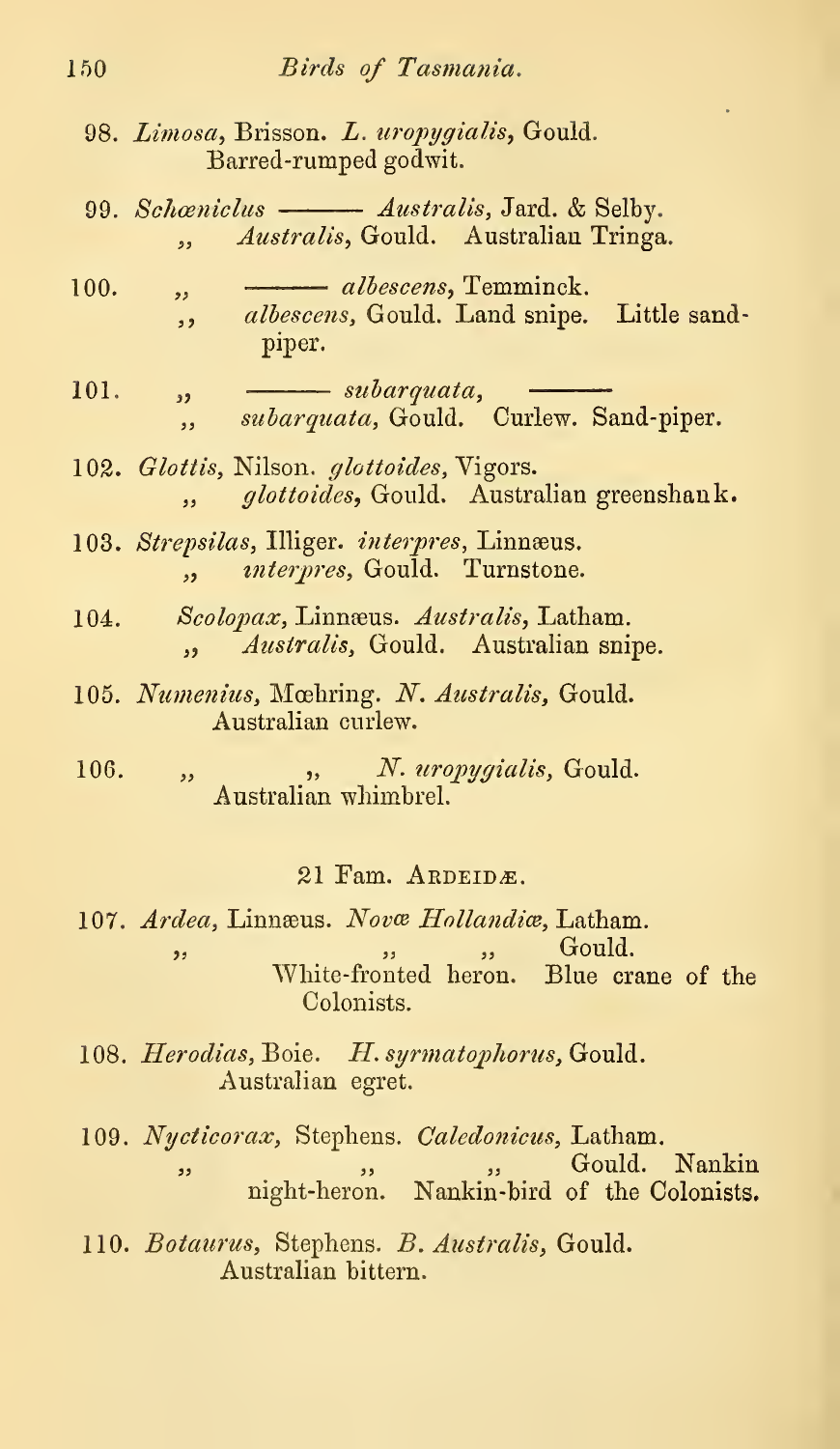98. *Limosa*, Brisson. *L. uropygialis*, Gould.
Barred-rumped godwit.

99. *Schœniclus* ——— *Australis*, Jard. & Selby.
,, *Australis*, Gould. Australian Tringa.

100. ,, ——— *albescens*, Temminck.
,, *albescens*, Gould. Land snipe. Little sand-piper.

101. ,, ——— *subarquata*, ———
,, *subarquata*, Gould. Curlew. Sand-piper.

102. *Glottis*, Nilson. *glottoides*, Vigors.
,, *glottoides*, Gould. Australian greenshank.

103. *Strepsilas*, Illiger. *interpres*, Linnæus.
,, *interpres*, Gould. Turnstone.

104. *Scolopax*, Linnæus. *Australis*, Latham.
,, *Australis*, Gould. Australian snipe.

105. *Numenius*, Mœhring. *N. Australis*, Gould.
Australian curlew.

106. ,, ,, *N. uropygialis*, Gould.
Australian whimbrel.

## 21 Fam. Ardeidæ.

107. *Ardea*, Linnæus. *Novæ Hollandiæ*, Latham.
,, ,, ,, Gould.
White-fronted heron. Blue crane of the Colonists.

108. *Herodias*, Boie. *H. syrmatophorus*, Gould.
Australian egret.

109. *Nycticorax*, Stephens. *Caledonicus*, Latham.
,, ,, ,, Gould. Nankin night-heron. Nankin-bird of the Colonists.

110. *Botaurus*, Stephens. *B. Australis*, Gould.
Australian bittern.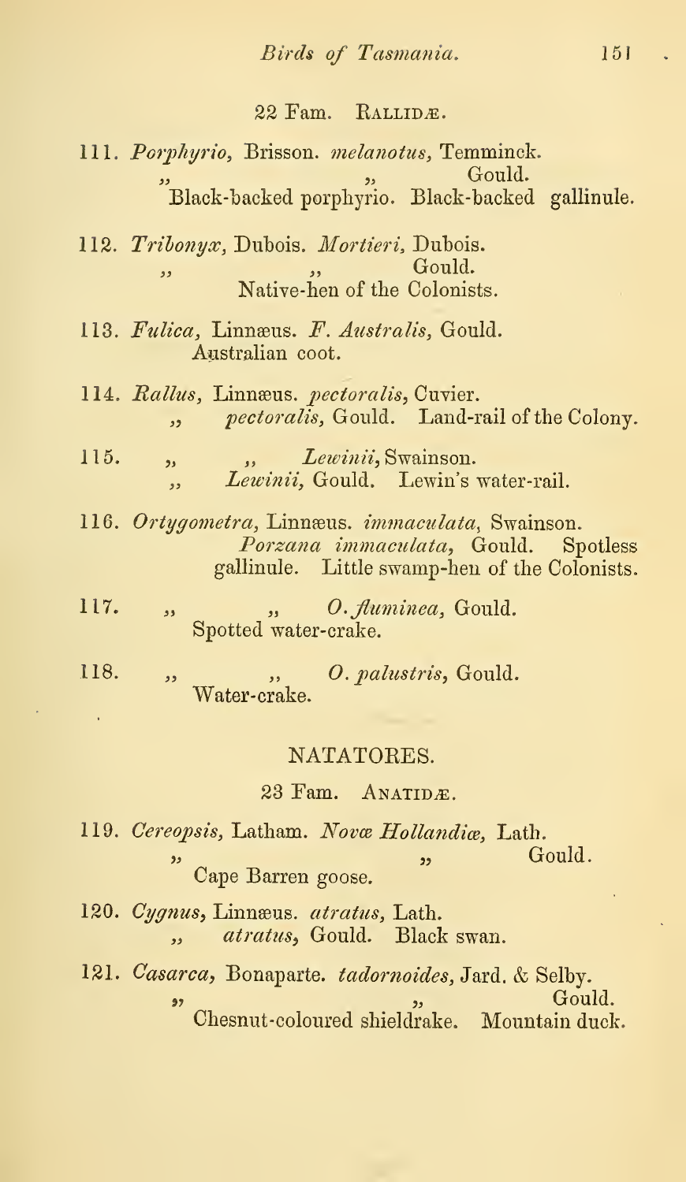22 Fam. Rallidæ.

111. *Porphyrio*, Brisson. *melanotus*, Temminck.
 ,, ,, Gould.
 Black-backed porphyrio. Black-backed gallinule.

112. *Tribonyx*, Dubois. *Mortieri*, Dubois.
 ,, ,, Gould.
 Native-hen of the Colonists.

113. *Fulica*, Linnæus. *F. Australis*, Gould.
 Australian coot.

114. *Rallus*, Linnæus. *pectoralis*, Cuvier.
 ,, *pectoralis*, Gould. Land-rail of the Colony.

115. ,, ,, *Lewinii*, Swainson.
 ,, *Lewinii*, Gould. Lewin's water-rail.

116. *Ortygometra*, Linnæus. *immaculata*, Swainson.
 *Porzana immaculata*, Gould. Spotless gallinule. Little swamp-hen of the Colonists.

117. ,, ,, *O. fluminea*, Gould.
 Spotted water-crake.

118. ,, ,, *O. palustris*, Gould.
 Water-crake.

## NATATORES.

23 Fam. Anatidæ.

119. *Cereopsis*, Latham. *Novæ Hollandiæ*, Lath.
 ,, ,, Gould.
 Cape Barren goose.

120. *Cygnus*, Linnæus. *atratus*, Lath.
 ,, *atratus*, Gould. Black swan.

121. *Casarca*, Bonaparte. *tadornoides*, Jard. & Selby.
 ,, ,, Gould.
 Chesnut-coloured shieldrake. Mountain duck.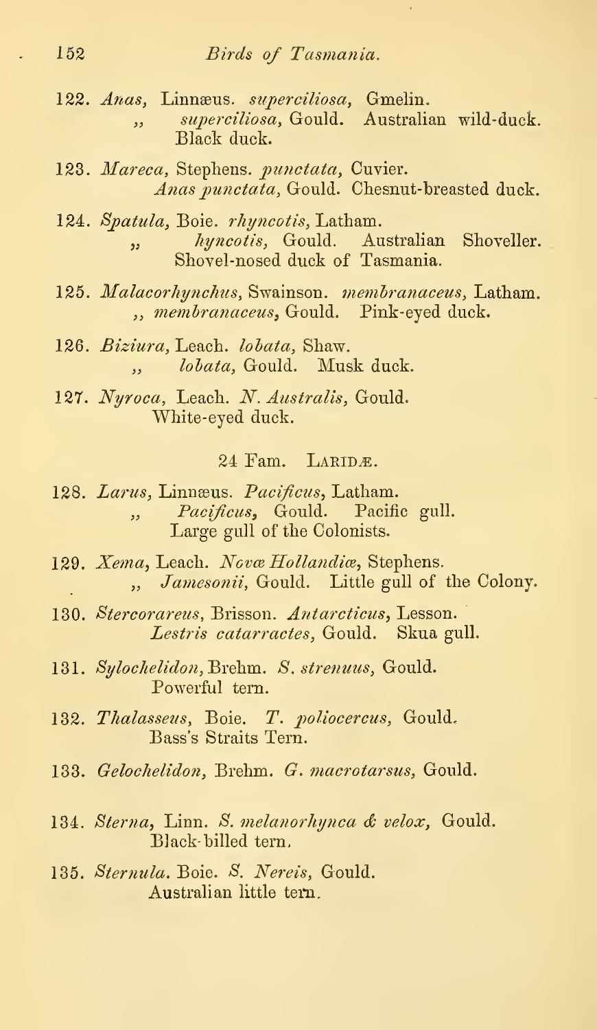122. *Anas*, Linnæus. *superciliosa*, Gmelin.
   ,, *superciliosa*, Gould. Australian wild-duck. Black duck.

123. *Mareca*, Stephens. *punctata*, Cuvier.
   *Anas punctata*, Gould. Chesnut-breasted duck.

124. *Spatula*, Boie. *rhyncotis*, Latham.
   ,, *hyncotis*, Gould. Australian Shoveller. Shovel-nosed duck of Tasmania.

125. *Malacorhynchus*, Swainson. *membranaceus*, Latham.
   ,, *membranaceus*, Gould. Pink-eyed duck.

126. *Biziura*, Leach. *lobata*, Shaw.
   ,, *lobata*, Gould. Musk duck.

127. *Nyroca*, Leach. *N. Australis*, Gould.
   White-eyed duck.

## 24 Fam. LARIDÆ.

128. *Larus*, Linnæus. *Pacificus*, Latham.
   ,, *Pacificus*, Gould. Pacific gull.
   Large gull of the Colonists.

129. *Xema*, Leach. *Novæ Hollandiæ*, Stephens.
   ,, *Jamesonii*, Gould. Little gull of the Colony.

130. *Stercorareus*, Brisson. *Antarcticus*, Lesson.
   *Lestris catarractes*, Gould. Skua gull.

131. *Sylochelidon*, Brehm. *S. strenuus*, Gould.
   Powerful tern.

132. *Thalasseus*, Boie. *T. poliocercus*, Gould.
   Bass's Straits Tern.

133. *Gelochelidon*, Brehm. *G. macrotarsus*, Gould.

134. *Sterna*, Linn. *S. melanorhynca & velox*, Gould.
   Black-billed tern.

135. *Sternula*. Boie. *S. Nereis*, Gould.
   Australian little tern.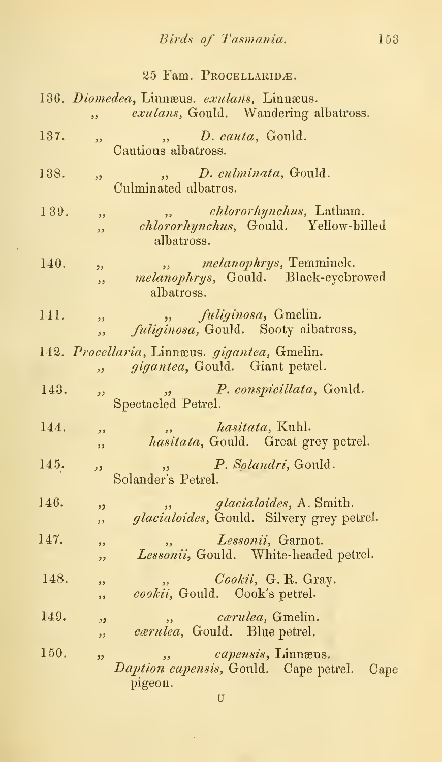25 Fam. PROCELLARIDÆ.

136. *Diomedea*, Linnæus. *exulans*, Linnæus.
   ,, *exulans*, Gould. Wandering albatross.

137. ,, ,, *D. cauta*, Gould.
   Cautious albatross.

138. ,, ,, *D. culminata*, Gould.
   Culminated albatros.

139. ,, ,, *chlororhynchus*, Latham.
   ,, *chlororhynchus*, Gould. Yellow-billed albatross.

140. ,, ,, *melanophrys*, Temminck.
   ,, *melanophrys*, Gould. Black-eyebrowed albatross.

141. ,, ,, *fuliginosa*, Gmelin.
   ,, *fuliginosa*, Gould. Sooty albatross,

142. *Procellaria*, Linnæus. *gigantea*, Gmelin.
   ,, *gigantea*, Gould. Giant petrel.

143. ,, ,, *P. conspicillata*, Gould.
   Spectacled Petrel.

144. ,, ,, *hasitata*, Kuhl.
   ,, *hasitata*, Gould. Great grey petrel.

145. ,, ,, *P. Solandri*, Gould.
   Solander's Petrel.

146. ,, ,, *glacialoides*, A. Smith.
   ,, *glacialoides*, Gould. Silvery grey petrel.

147. ,, ,, *Lessonii*, Garnot.
   ,, *Lessonii*, Gould. White-headed petrel.

148. ,, ,, *Cookii*, G. R. Gray.
   ,, *cookii*, Gould. Cook's petrel.

149. ,, ,, *cærulea*, Gmelin.
   ,, *cærulea*, Gould. Blue petrel.

150. ,, ,, *capensis*, Linnæus.
   *Daption capensis*, Gould. Cape petrel. Cape pigeon.

U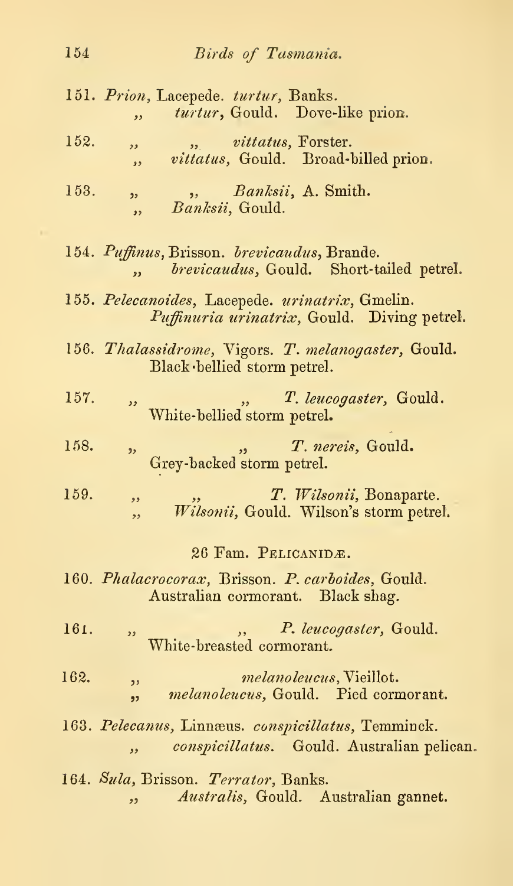151. *Prion*, Lacepede. *turtur*, Banks.
,, *turtur*, Gould. Dove-like prion.

152. ,, ,, *vittatus*, Forster.
,, *vittatus*, Gould. Broad-billed prion.

153. ,, ,, *Banksii*, A. Smith.
,, *Banksii*, Gould.

154. *Puffinus*, Brisson. *brevicaudus*, Brande.
,, *brevicaudus*, Gould. Short-tailed petrel.

155. *Pelecanoides*, Lacepede. *urinatrix*, Gmelin.
*Puffinuria urinatrix*, Gould. Diving petrel.

156. *Thalassidrome*, Vigors. *T. melanogaster*, Gould.
Black-bellied storm petrel.

157. ,, ,, *T. leucogaster*, Gould.
White-bellied storm petrel.

158. ,, ,, *T. nereis*, Gould.
Grey-backed storm petrel.

159. ,, ,, *T. Wilsonii*, Bonaparte.
,, *Wilsonii*, Gould. Wilson's storm petrel.

26 Fam. PELICANIDÆ.

160. *Phalacrocorax*, Brisson. *P. carboides*, Gould.
Australian cormorant. Black shag.

161. ,, ,, *P. leucogaster*, Gould.
White-breasted cormorant.

162. ,, *melanoleucus*, Vieillot.
,, *melanoleucus*, Gould. Pied cormorant.

163. *Pelecanus*, Linnæus. *conspicillatus*, Temminck.
,, *conspicillatus*. Gould. Australian pelican.

164. *Sula*, Brisson. *Terrator*, Banks.
,, *Australis*, Gould. Australian gannet.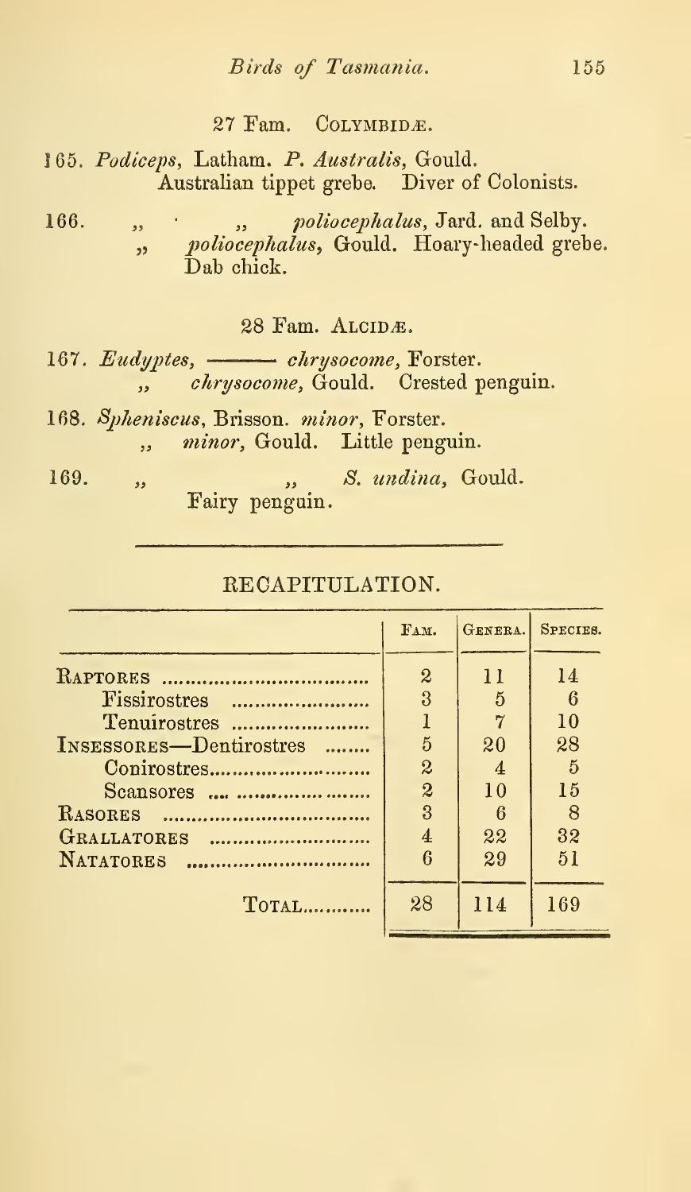27 Fam. COLYMBIDÆ.

165. *Podiceps*, Latham. *P. Australis*, Gould.
Australian tippet grebe. Diver of Colonists.

166. ,, ,, *poliocephalus*, Jard. and Selby.
,, *poliocephalus*, Gould. Hoary-headed grebe.
Dab chick.

28 Fam. ALCIDÆ.

167. *Eudyptes*, ——— *chrysocome*, Forster.
,, *chrysocome*, Gould. Crested penguin.

168. *Spheniscus*, Brisson. *minor*, Forster.
,, *minor*, Gould. Little penguin.

169. ,, ,, *S. undina*, Gould.
Fairy penguin.

---

RECAPITULATION.

| | FAM. | GENERA. | SPECIES. |
|---|---|---|---|
| RAPTORES | 2 | 11 | 14 |
| Fissirostres | 3 | 5 | 6 |
| Tenuirostres | 1 | 7 | 10 |
| INSESSORES—Dentirostres | 5 | 20 | 28 |
| Conirostres | 2 | 4 | 5 |
| Scansores | 2 | 10 | 15 |
| RASORES | 3 | 6 | 8 |
| GRALLATORES | 4 | 22 | 32 |
| NATATORES | 6 | 29 | 51 |
| TOTAL | 28 | 114 | 169 |